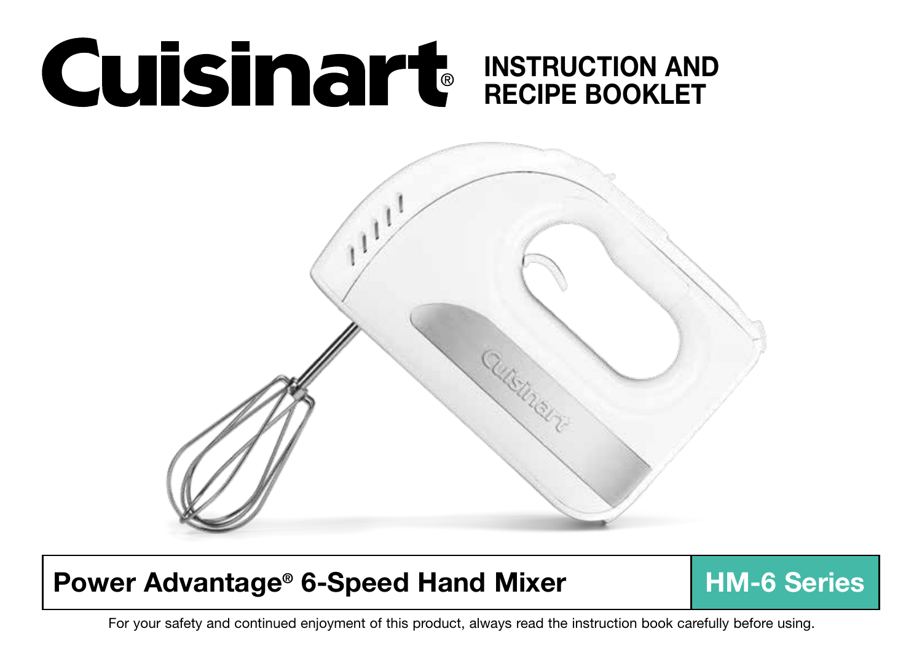# Cuisinart®

## INSTRUCTION AND RECIPE BOOKLET

**Power Advantage® 6-Speed Hand Mixer** | **HM-6 Series**

For your safety and continued enjoyment of this product, always read the instruction book carefully before using.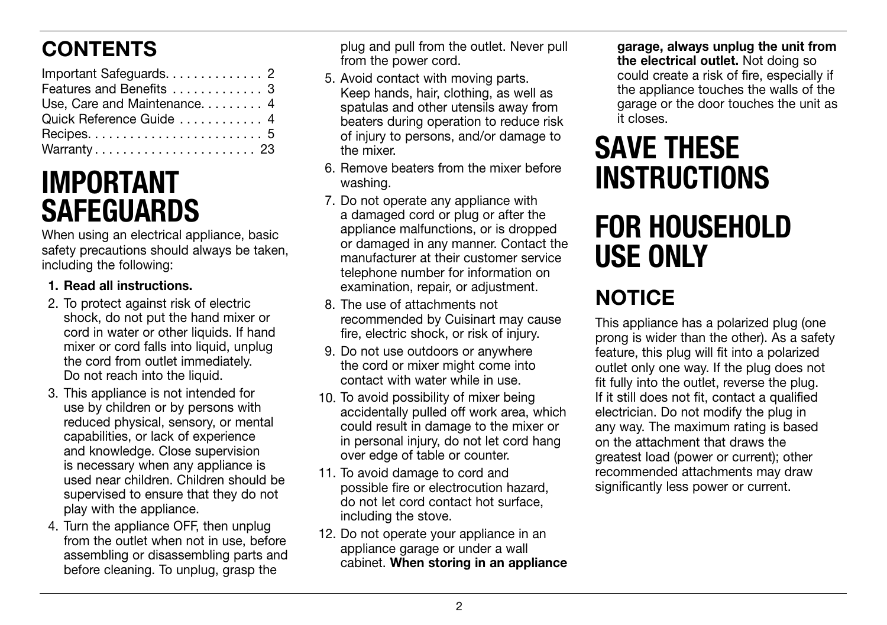## CONTENTS

Important Safeguards. . . . . . . . . . . . . . 2
Features and Benefits . . . . . . . . . . . . . 3
Use, Care and Maintenance. . . . . . . . . 4
Quick Reference Guide . . . . . . . . . . . . 4
Recipes. . . . . . . . . . . . . . . . . . . . . . . . . 5
Warranty . . . . . . . . . . . . . . . . . . . . . . . 23

# IMPORTANT SAFEGUARDS

When using an electrical appliance, basic safety precautions should always be taken, including the following:

1. **Read all instructions.**
2. To protect against risk of electric shock, do not put the hand mixer or cord in water or other liquids. If hand mixer or cord falls into liquid, unplug the cord from outlet immediately. Do not reach into the liquid.
3. This appliance is not intended for use by children or by persons with reduced physical, sensory, or mental capabilities, or lack of experience and knowledge. Close supervision is necessary when any appliance is used near children. Children should be supervised to ensure that they do not play with the appliance.
4. Turn the appliance OFF, then unplug from the outlet when not in use, before assembling or disassembling parts and before cleaning. To unplug, grasp the plug and pull from the outlet. Never pull from the power cord.
5. Avoid contact with moving parts. Keep hands, hair, clothing, as well as spatulas and other utensils away from beaters during operation to reduce risk of injury to persons, and/or damage to the mixer.
6. Remove beaters from the mixer before washing.
7. Do not operate any appliance with a damaged cord or plug or after the appliance malfunctions, or is dropped or damaged in any manner. Contact the manufacturer at their customer service telephone number for information on examination, repair, or adjustment.
8. The use of attachments not recommended by Cuisinart may cause fire, electric shock, or risk of injury.
9. Do not use outdoors or anywhere the cord or mixer might come into contact with water while in use.
10. To avoid possibility of mixer being accidentally pulled off work area, which could result in damage to the mixer or in personal injury, do not let cord hang over edge of table or counter.
11. To avoid damage to cord and possible fire or electrocution hazard, do not let cord contact hot surface, including the stove.
12. Do not operate your appliance in an appliance garage or under a wall cabinet. **When storing in an appliance garage, always unplug the unit from the electrical outlet.** Not doing so could create a risk of fire, especially if the appliance touches the walls of the garage or the door touches the unit as it closes.

# SAVE THESE INSTRUCTIONS

# FOR HOUSEHOLD USE ONLY

## NOTICE

This appliance has a polarized plug (one prong is wider than the other). As a safety feature, this plug will fit into a polarized outlet only one way. If the plug does not fit fully into the outlet, reverse the plug. If it still does not fit, contact a qualified electrician. Do not modify the plug in any way. The maximum rating is based on the attachment that draws the greatest load (power or current); other recommended attachments may draw significantly less power or current.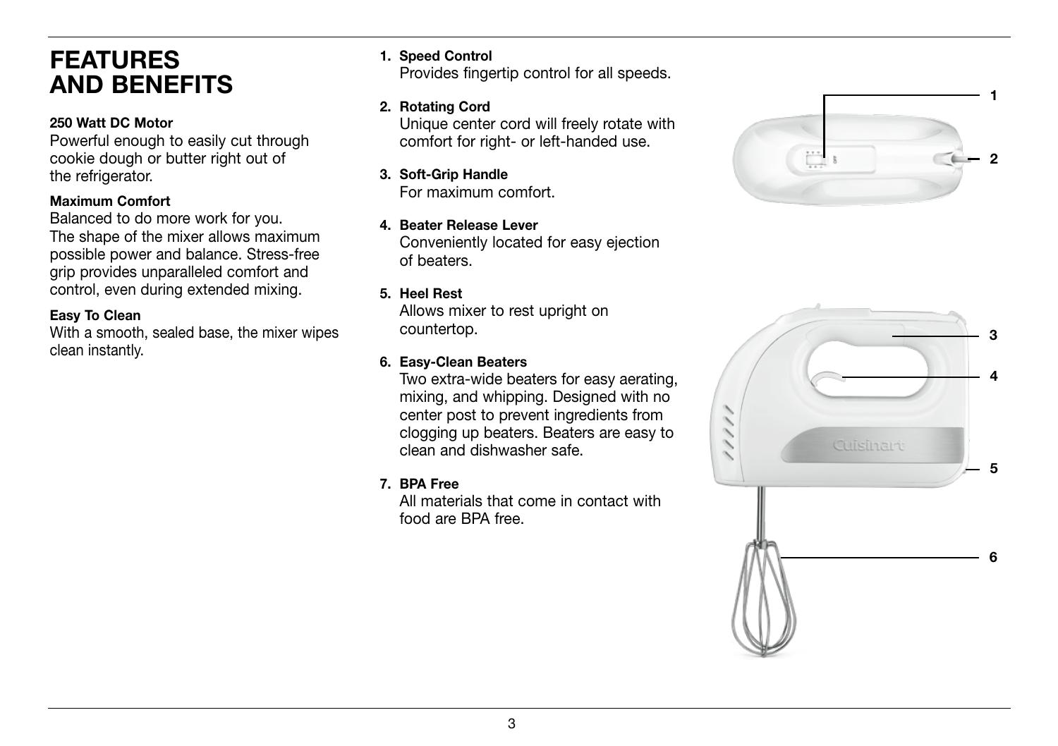# FEATURES AND BENEFITS

**250 Watt DC Motor**
Powerful enough to easily cut through cookie dough or butter right out of the refrigerator.

**Maximum Comfort**
Balanced to do more work for you. The shape of the mixer allows maximum possible power and balance. Stress-free grip provides unparalleled comfort and control, even during extended mixing.

**Easy To Clean**
With a smooth, sealed base, the mixer wipes clean instantly.

1. **Speed Control**
   Provides fingertip control for all speeds.
2. **Rotating Cord**
   Unique center cord will freely rotate with comfort for right- or left-handed use.
3. **Soft-Grip Handle**
   For maximum comfort.
4. **Beater Release Lever**
   Conveniently located for easy ejection of beaters.
5. **Heel Rest**
   Allows mixer to rest upright on countertop.
6. **Easy-Clean Beaters**
   Two extra-wide beaters for easy aerating, mixing, and whipping. Designed with no center post to prevent ingredients from clogging up beaters. Beaters are easy to clean and dishwasher safe.
7. **BPA Free**
   All materials that come in contact with food are BPA free.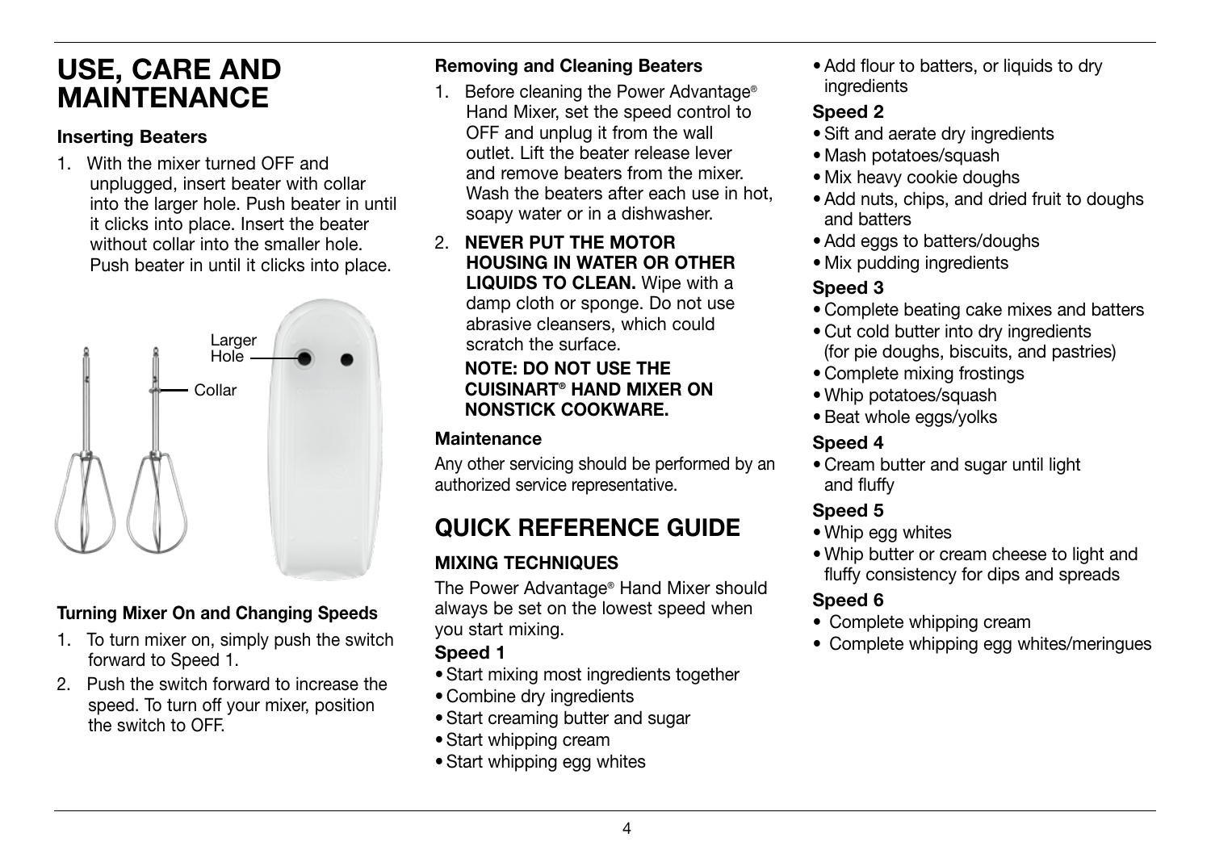# USE, CARE AND MAINTENANCE

### Inserting Beaters

1. With the mixer turned OFF and unplugged, insert beater with collar into the larger hole. Push beater in until it clicks into place. Insert the beater without collar into the smaller hole. Push beater in until it clicks into place.

Larger Hole

Collar

### Turning Mixer On and Changing Speeds

1. To turn mixer on, simply push the switch forward to Speed 1.
2. Push the switch forward to increase the speed. To turn off your mixer, position the switch to OFF.

### Removing and Cleaning Beaters

1. Before cleaning the Power Advantage® Hand Mixer, set the speed control to OFF and unplug it from the wall outlet. Lift the beater release lever and remove beaters from the mixer. Wash the beaters after each use in hot, soapy water or in a dishwasher.
2. **NEVER PUT THE MOTOR HOUSING IN WATER OR OTHER LIQUIDS TO CLEAN.** Wipe with a damp cloth or sponge. Do not use abrasive cleansers, which could scratch the surface.

   **NOTE: DO NOT USE THE CUISINART® HAND MIXER ON NONSTICK COOKWARE.**

### Maintenance

Any other servicing should be performed by an authorized service representative.

# QUICK REFERENCE GUIDE

### MIXING TECHNIQUES

The Power Advantage® Hand Mixer should always be set on the lowest speed when you start mixing.

### Speed 1

- Start mixing most ingredients together
- Combine dry ingredients
- Start creaming butter and sugar
- Start whipping cream
- Start whipping egg whites
- Add flour to batters, or liquids to dry ingredients

### Speed 2

- Sift and aerate dry ingredients
- Mash potatoes/squash
- Mix heavy cookie doughs
- Add nuts, chips, and dried fruit to doughs and batters
- Add eggs to batters/doughs
- Mix pudding ingredients

### Speed 3

- Complete beating cake mixes and batters
- Cut cold butter into dry ingredients (for pie doughs, biscuits, and pastries)
- Complete mixing frostings
- Whip potatoes/squash
- Beat whole eggs/yolks

### Speed 4

- Cream butter and sugar until light and fluffy

### Speed 5

- Whip egg whites
- Whip butter or cream cheese to light and fluffy consistency for dips and spreads

### Speed 6

- Complete whipping cream
- Complete whipping egg whites/meringues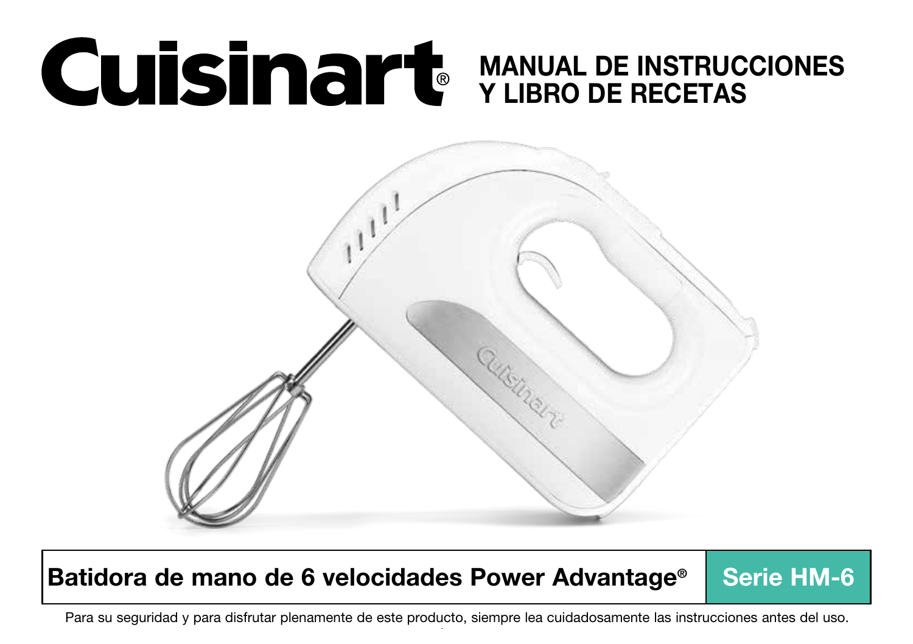# Cuisinart®

## MANUAL DE INSTRUCCIONES Y LIBRO DE RECETAS

**Batidora de mano de 6 velocidades Power Advantage®** | **Serie HM-6**

Para su seguridad y para disfrutar plenamente de este producto, siempre lea cuidadosamente las instrucciones antes del uso.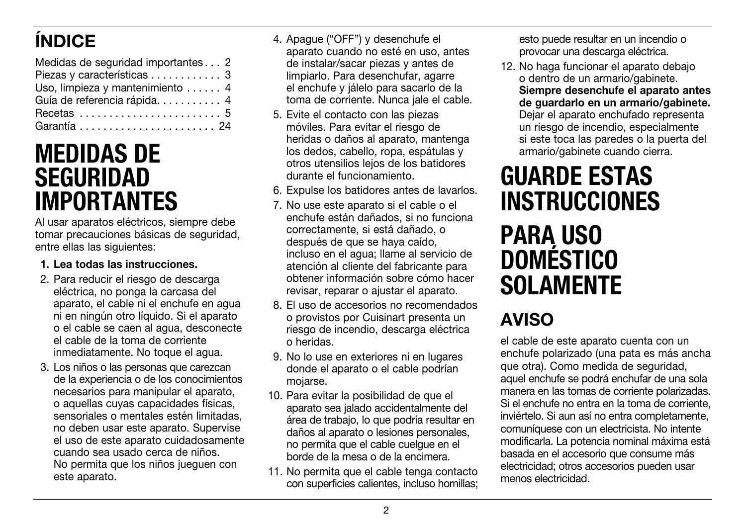## ÍNDICE

Medidas de seguridad importantes . . . 2
Piezas y características . . . . . . . . . . . . 3
Uso, limpieza y mantenimiento . . . . . . 4
Guía de referencia rápida. . . . . . . . . . . 4
Recetas . . . . . . . . . . . . . . . . . . . . . . . . 5
Garantía . . . . . . . . . . . . . . . . . . . . . . . 24

# MEDIDAS DE SEGURIDAD IMPORTANTES

Al usar aparatos eléctricos, siempre debe tomar precauciones básicas de seguridad, entre ellas las siguientes:

1. **Lea todas las instrucciones.**
2. Para reducir el riesgo de descarga eléctrica, no ponga la carcasa del aparato, el cable ni el enchufe en agua ni en ningún otro líquido. Si el aparato o el cable se caen al agua, desconecte el cable de la toma de corriente inmediatamente. No toque el agua.
3. Los niños o las personas que carezcan de la experiencia o de los conocimientos necesarios para manipular el aparato, o aquellas cuyas capacidades físicas, sensoriales o mentales estén limitadas, no deben usar este aparato. Supervise el uso de este aparato cuidadosamente cuando sea usado cerca de niños. No permita que los niños jueguen con este aparato.
4. Apague ("OFF") y desenchufe el aparato cuando no esté en uso, antes de instalar/sacar piezas y antes de limpiarlo. Para desenchufar, agarre el enchufe y jálelo para sacarlo de la toma de corriente. Nunca jale el cable.
5. Evite el contacto con las piezas móviles. Para evitar el riesgo de heridas o daños al aparato, mantenga los dedos, cabello, ropa, espátulas y otros utensilios lejos de los batidores durante el funcionamiento.
6. Expulse los batidores antes de lavarlos.
7. No use este aparato si el cable o el enchufe están dañados, si no funciona correctamente, si está dañado, o después de que se haya caído, incluso en el agua; llame al servicio de atención al cliente del fabricante para obtener información sobre cómo hacer revisar, reparar o ajustar el aparato.
8. El uso de accesorios no recomendados o provistos por Cuisinart presenta un riesgo de incendio, descarga eléctrica o heridas.
9. No lo use en exteriores ni en lugares donde el aparato o el cable podrían mojarse.
10. Para evitar la posibilidad de que el aparato sea jalado accidentalmente del área de trabajo, lo que podría resultar en daños al aparato o lesiones personales, no permita que el cable cuelgue en el borde de la mesa o de la encimera.
11. No permita que el cable tenga contacto con superficies calientes, incluso hornillas; esto puede resultar en un incendio o provocar una descarga eléctrica.
12. No haga funcionar el aparato debajo o dentro de un armario/gabinete. **Siempre desenchufe el aparato antes de guardarlo en un armario/gabinete.** Dejar el aparato enchufado representa un riesgo de incendio, especialmente si este toca las paredes o la puerta del armario/gabinete cuando cierra.

# GUARDE ESTAS INSTRUCCIONES

# PARA USO DOMÉSTICO SOLAMENTE

## AVISO

el cable de este aparato cuenta con un enchufe polarizado (una pata es más ancha que otra). Como medida de seguridad, aquel enchufe se podrá enchufar de una sola manera en las tomas de corriente polarizadas. Si el enchufe no entra en la toma de corriente, inviértelo. Si aun así no entra completamente, comuníquese con un electricista. No intente modificarla. La potencia nominal máxima está basada en el accesorio que consume más electricidad; otros accesorios pueden usar menos electricidad.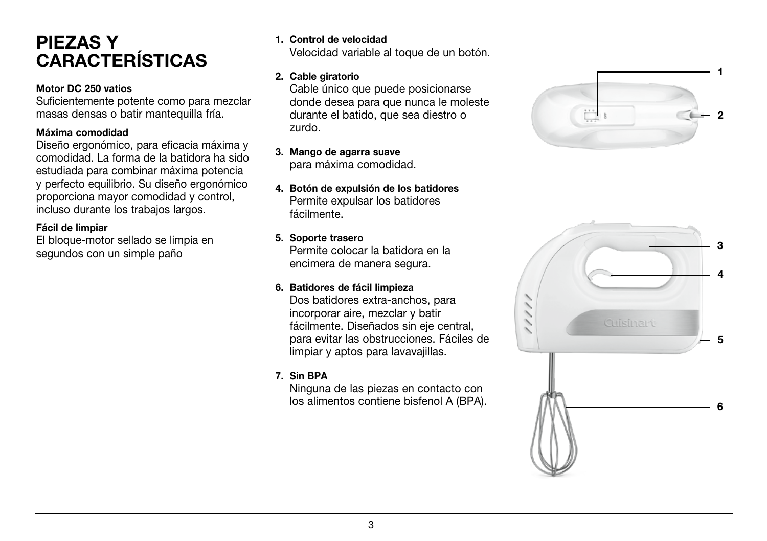# PIEZAS Y CARACTERÍSTICAS

**Motor DC 250 vatios**
Suficientemente potente como para mezclar masas densas o batir mantequilla fría.

**Máxima comodidad**
Diseño ergonómico, para eficacia máxima y comodidad. La forma de la batidora ha sido estudiada para combinar máxima potencia y perfecto equilibrio. Su diseño ergonómico proporciona mayor comodidad y control, incluso durante los trabajos largos.

**Fácil de limpiar**
El bloque-motor sellado se limpia en segundos con un simple paño

1. **Control de velocidad**
   Velocidad variable al toque de un botón.

2. **Cable giratorio**
   Cable único que puede posicionarse donde desea para que nunca le moleste durante el batido, que sea diestro o zurdo.

3. **Mango de agarra suave**
   para máxima comodidad.

4. **Botón de expulsión de los batidores**
   Permite expulsar los batidores fácilmente.

5. **Soporte trasero**
   Permite colocar la batidora en la encimera de manera segura.

6. **Batidores de fácil limpieza**
   Dos batidores extra-anchos, para incorporar aire, mezclar y batir fácilmente. Diseñados sin eje central, para evitar las obstrucciones. Fáciles de limpiar y aptos para lavavajillas.

7. **Sin BPA**
   Ninguna de las piezas en contacto con los alimentos contiene bisfenol A (BPA).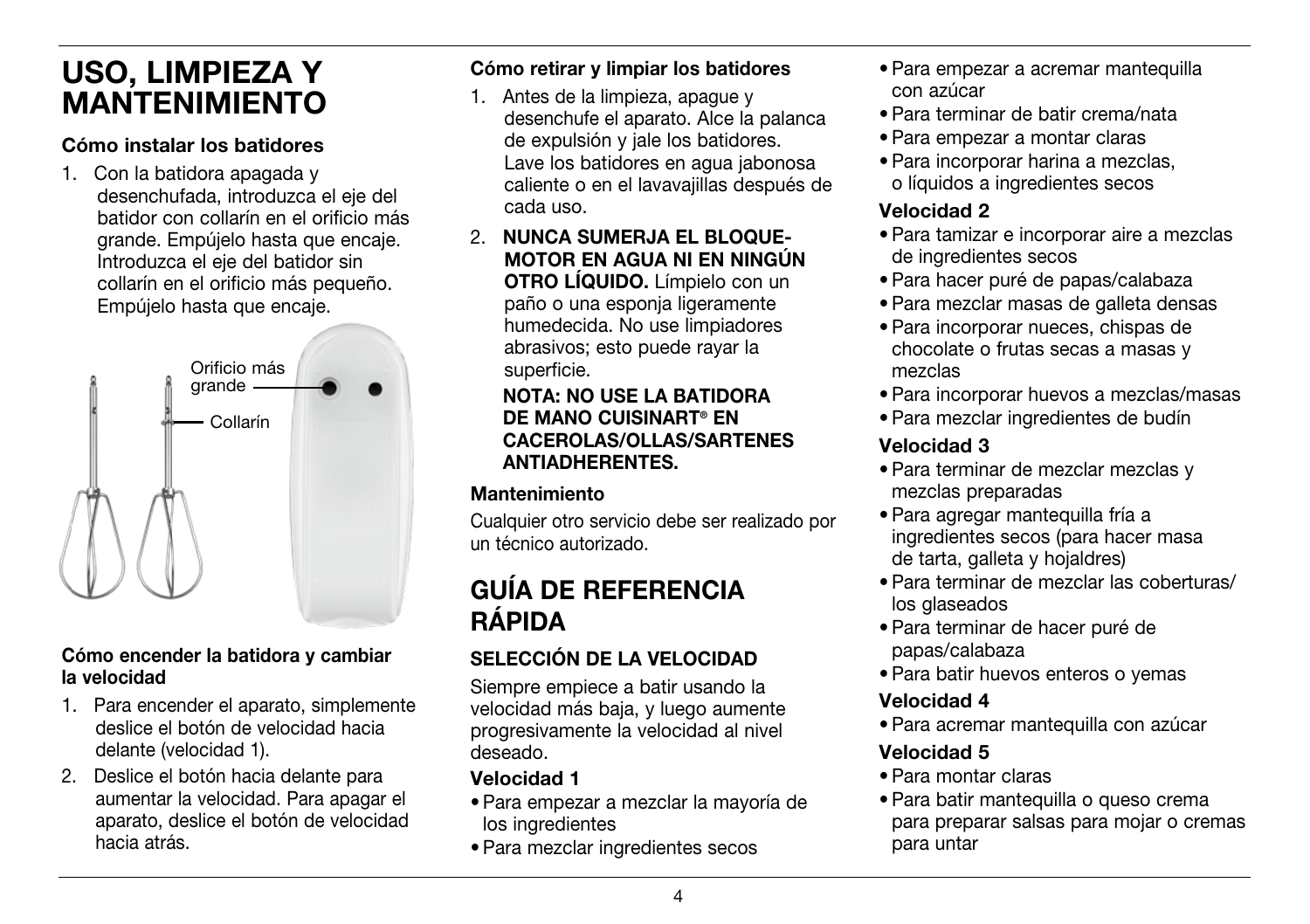# USO, LIMPIEZA Y MANTENIMIENTO

### Cómo instalar los batidores

1. Con la batidora apagada y desenchufada, introduzca el eje del batidor con collarín en el orificio más grande. Empújelo hasta que encaje. Introduzca el eje del batidor sin collarín en el orificio más pequeño. Empújelo hasta que encaje.

Orificio más grande

Collarín

### Cómo encender la batidora y cambiar la velocidad

1. Para encender el aparato, simplemente deslice el botón de velocidad hacia delante (velocidad 1).
2. Deslice el botón hacia delante para aumentar la velocidad. Para apagar el aparato, deslice el botón de velocidad hacia atrás.

### Cómo retirar y limpiar los batidores

1. Antes de la limpieza, apague y desenchufe el aparato. Alce la palanca de expulsión y jale los batidores. Lave los batidores en agua jabonosa caliente o en el lavavajillas después de cada uso.
2. **NUNCA SUMERJA EL BLOQUE-MOTOR EN AGUA NI EN NINGÚN OTRO LÍQUIDO.** Límpielo con un paño o una esponja ligeramente humedecida. No use limpiadores abrasivos; esto puede rayar la superficie.

   **NOTA: NO USE LA BATIDORA DE MANO CUISINART® EN CACEROLAS/OLLAS/SARTENES ANTIADHERENTES.**

### Mantenimiento

Cualquier otro servicio debe ser realizado por un técnico autorizado.

# GUÍA DE REFERENCIA RÁPIDA

### SELECCIÓN DE LA VELOCIDAD

Siempre empiece a batir usando la velocidad más baja, y luego aumente progresivamente la velocidad al nivel deseado.

### Velocidad 1

- Para empezar a mezclar la mayoría de los ingredientes
- Para mezclar ingredientes secos
- Para empezar a acremar mantequilla con azúcar
- Para terminar de batir crema/nata
- Para empezar a montar claras
- Para incorporar harina a mezclas, o líquidos a ingredientes secos

### Velocidad 2

- Para tamizar e incorporar aire a mezclas de ingredientes secos
- Para hacer puré de papas/calabaza
- Para mezclar masas de galleta densas
- Para incorporar nueces, chispas de chocolate o frutas secas a masas y mezclas
- Para incorporar huevos a mezclas/masas
- Para mezclar ingredientes de budín

### Velocidad 3

- Para terminar de mezclar mezclas y mezclas preparadas
- Para agregar mantequilla fría a ingredientes secos (para hacer masa de tarta, galleta y hojaldres)
- Para terminar de mezclar las coberturas/los glaseados
- Para terminar de hacer puré de papas/calabaza
- Para batir huevos enteros o yemas

### Velocidad 4

- Para acremar mantequilla con azúcar

### Velocidad 5

- Para montar claras
- Para batir mantequilla o queso crema para preparar salsas para mojar o cremas para untar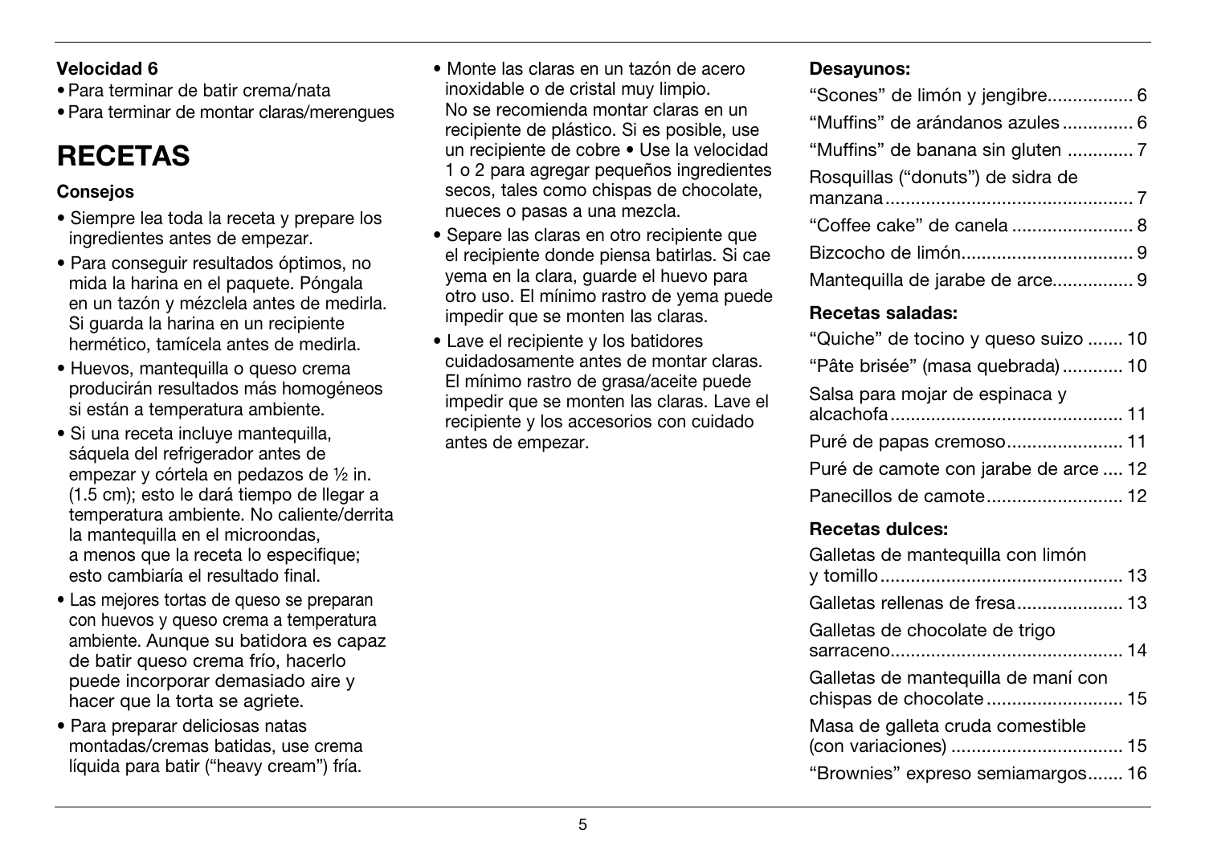**Velocidad 6**

- Para terminar de batir crema/nata
- Para terminar de montar claras/merengues

# RECETAS

**Consejos**

- Siempre lea toda la receta y prepare los ingredientes antes de empezar.
- Para conseguir resultados óptimos, no mida la harina en el paquete. Póngala en un tazón y mézclela antes de medirla. Si guarda la harina en un recipiente hermético, tamícela antes de medirla.
- Huevos, mantequilla o queso crema producirán resultados más homogéneos si están a temperatura ambiente.
- Si una receta incluye mantequilla, sáquela del refrigerador antes de empezar y córtela en pedazos de ½ in. (1.5 cm); esto le dará tiempo de llegar a temperatura ambiente. No caliente/derrita la mantequilla en el microondas, a menos que la receta lo especifique; esto cambiaría el resultado final.
- Las mejores tortas de queso se preparan con huevos y queso crema a temperatura ambiente. Aunque su batidora es capaz de batir queso crema frío, hacerlo puede incorporar demasiado aire y hacer que la torta se agriete.
- Para preparar deliciosas natas montadas/cremas batidas, use crema líquida para batir ("heavy cream") fría.
- Monte las claras en un tazón de acero inoxidable o de cristal muy limpio. No se recomienda montar claras en un recipiente de plástico. Si es posible, use un recipiente de cobre • Use la velocidad 1 o 2 para agregar pequeños ingredientes secos, tales como chispas de chocolate, nueces o pasas a una mezcla.
- Separe las claras en otro recipiente que el recipiente donde piensa batirlas. Si cae yema en la clara, guarde el huevo para otro uso. El mínimo rastro de yema puede impedir que se monten las claras.
- Lave el recipiente y los batidores cuidadosamente antes de montar claras. El mínimo rastro de grasa/aceite puede impedir que se monten las claras. Lave el recipiente y los accesorios con cuidado antes de empezar.

**Desayunos:**

"Scones" de limón y jengibre................. 6
"Muffins" de arándanos azules.............. 6
"Muffins" de banana sin gluten ............. 7
Rosquillas ("donuts") de sidra de manzana................................................ 7
"Coffee cake" de canela ........................ 8
Bizcocho de limón.................................. 9
Mantequilla de jarabe de arce................ 9

**Recetas saladas:**

"Quiche" de tocino y queso suizo ....... 10
"Pâte brisée" (masa quebrada)............ 10
Salsa para mojar de espinaca y alcachofa............................................. 11
Puré de papas cremoso....................... 11
Puré de camote con jarabe de arce .... 12
Panecillos de camote........................... 12

**Recetas dulces:**

Galletas de mantequilla con limón y tomillo............................................... 13
Galletas rellenas de fresa..................... 13
Galletas de chocolate de trigo sarraceno............................................. 14
Galletas de mantequilla de maní con chispas de chocolate........................... 15
Masa de galleta cruda comestible (con variaciones) .................................. 15
"Brownies" expreso semiamargos....... 16